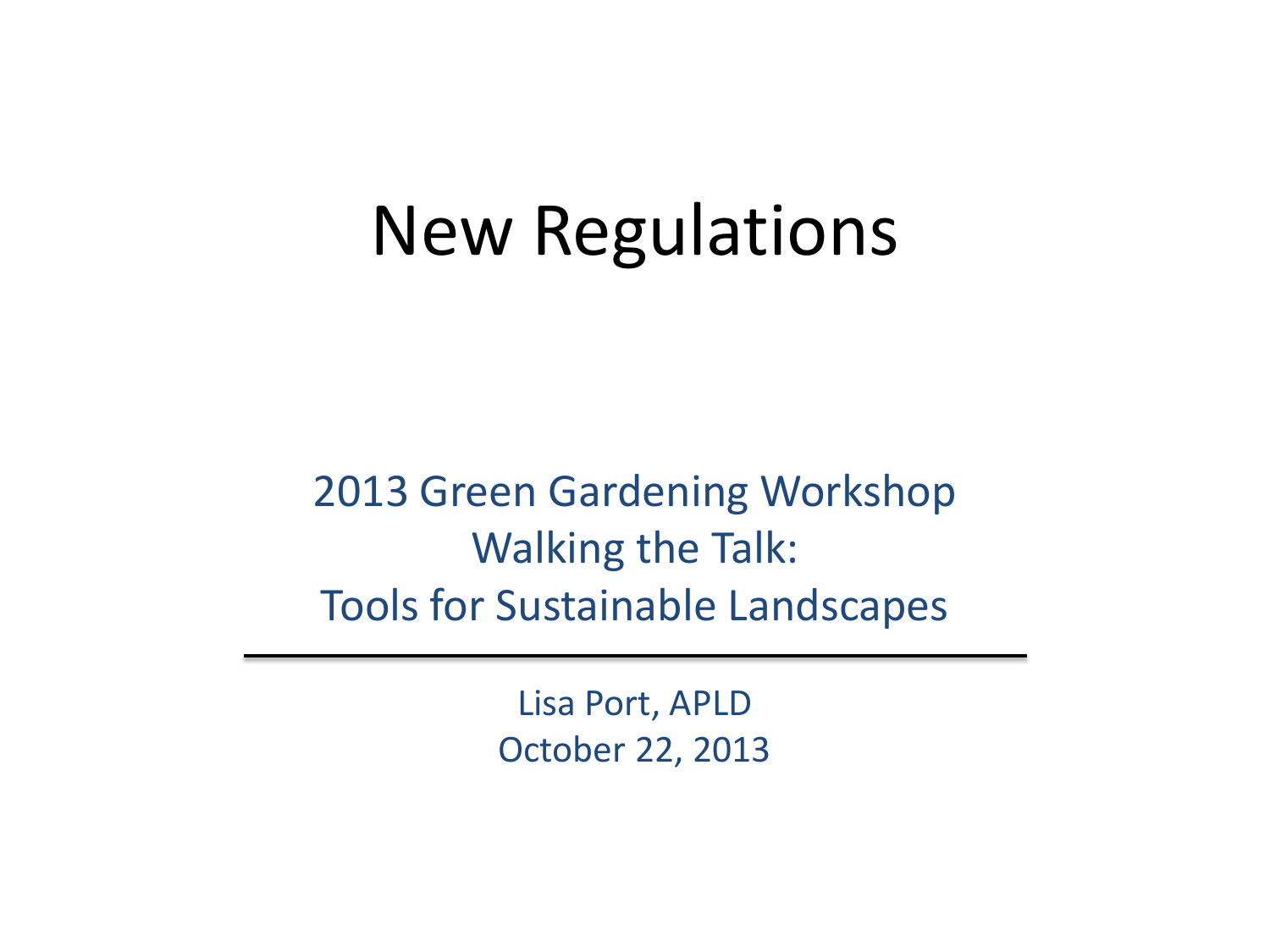# New Regulations

2013 Green Gardening Workshop
Walking the Talk:
Tools for Sustainable Landscapes

---

Lisa Port, APLD
October 22, 2013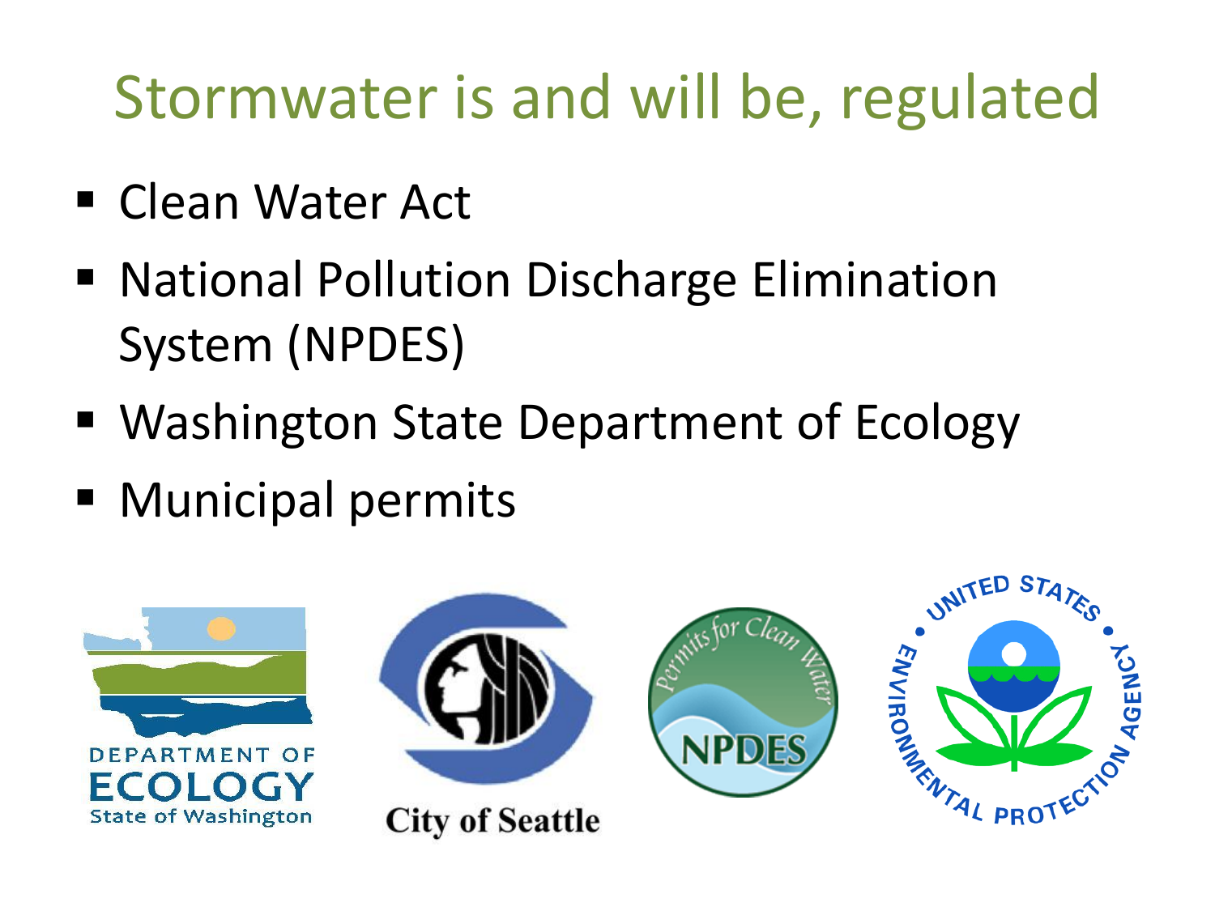# Stormwater is and will be, regulated

- Clean Water Act
- National Pollution Discharge Elimination System (NPDES)
- Washington State Department of Ecology
- Municipal permits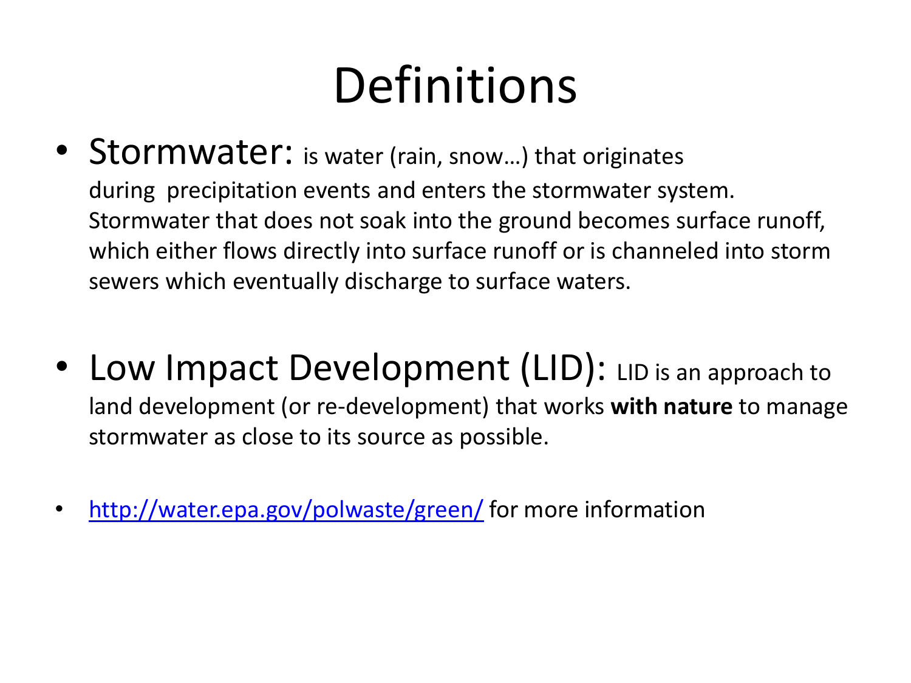# Definitions

- Stormwater: is water (rain, snow…) that originates during precipitation events and enters the stormwater system. Stormwater that does not soak into the ground becomes surface runoff, which either flows directly into surface runoff or is channeled into storm sewers which eventually discharge to surface waters.

- Low Impact Development (LID): LID is an approach to land development (or re-development) that works **with nature** to manage stormwater as close to its source as possible.

- http://water.epa.gov/polwaste/green/ for more information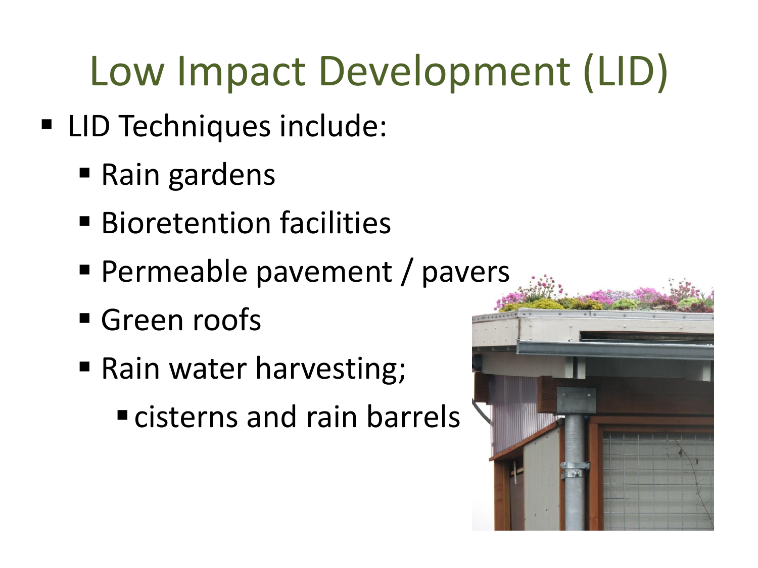# Low Impact Development (LID)

- LID Techniques include:
  - Rain gardens
  - Bioretention facilities
  - Permeable pavement / pavers
  - Green roofs
  - Rain water harvesting;
    - cisterns and rain barrels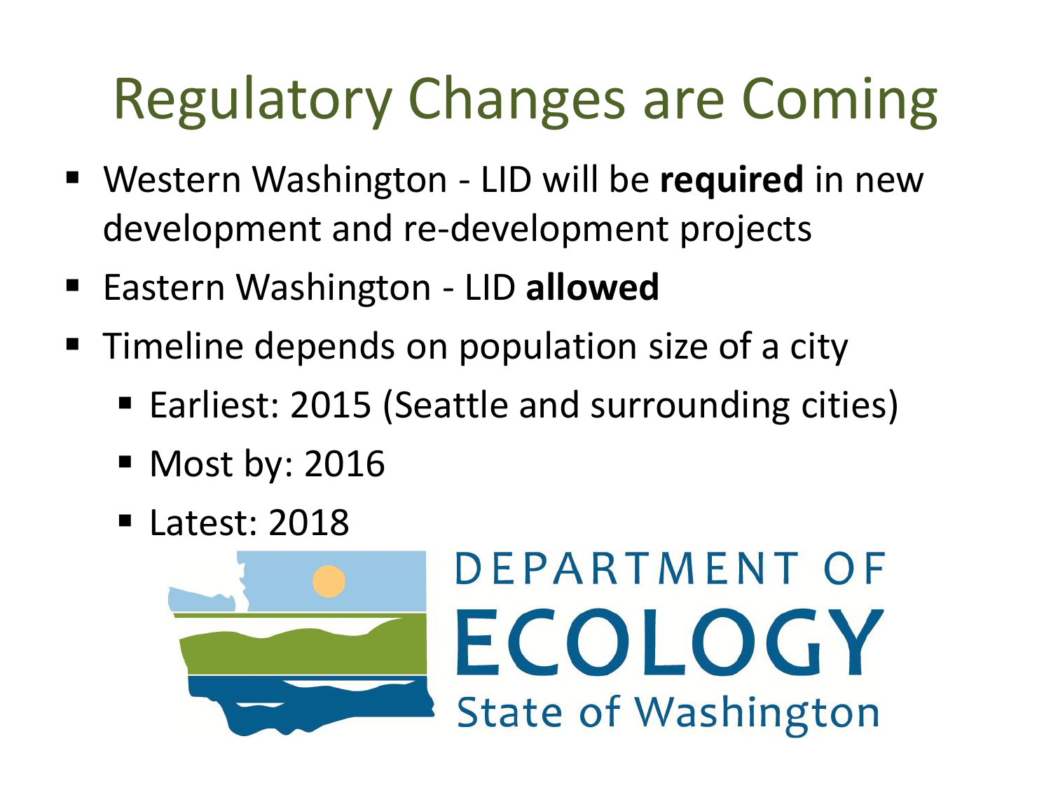# Regulatory Changes are Coming

- Western Washington - LID will be **required** in new development and re-development projects
- Eastern Washington - LID **allowed**
- Timeline depends on population size of a city
  - Earliest: 2015 (Seattle and surrounding cities)
  - Most by: 2016
  - Latest: 2018

DEPARTMENT OF ECOLOGY
State of Washington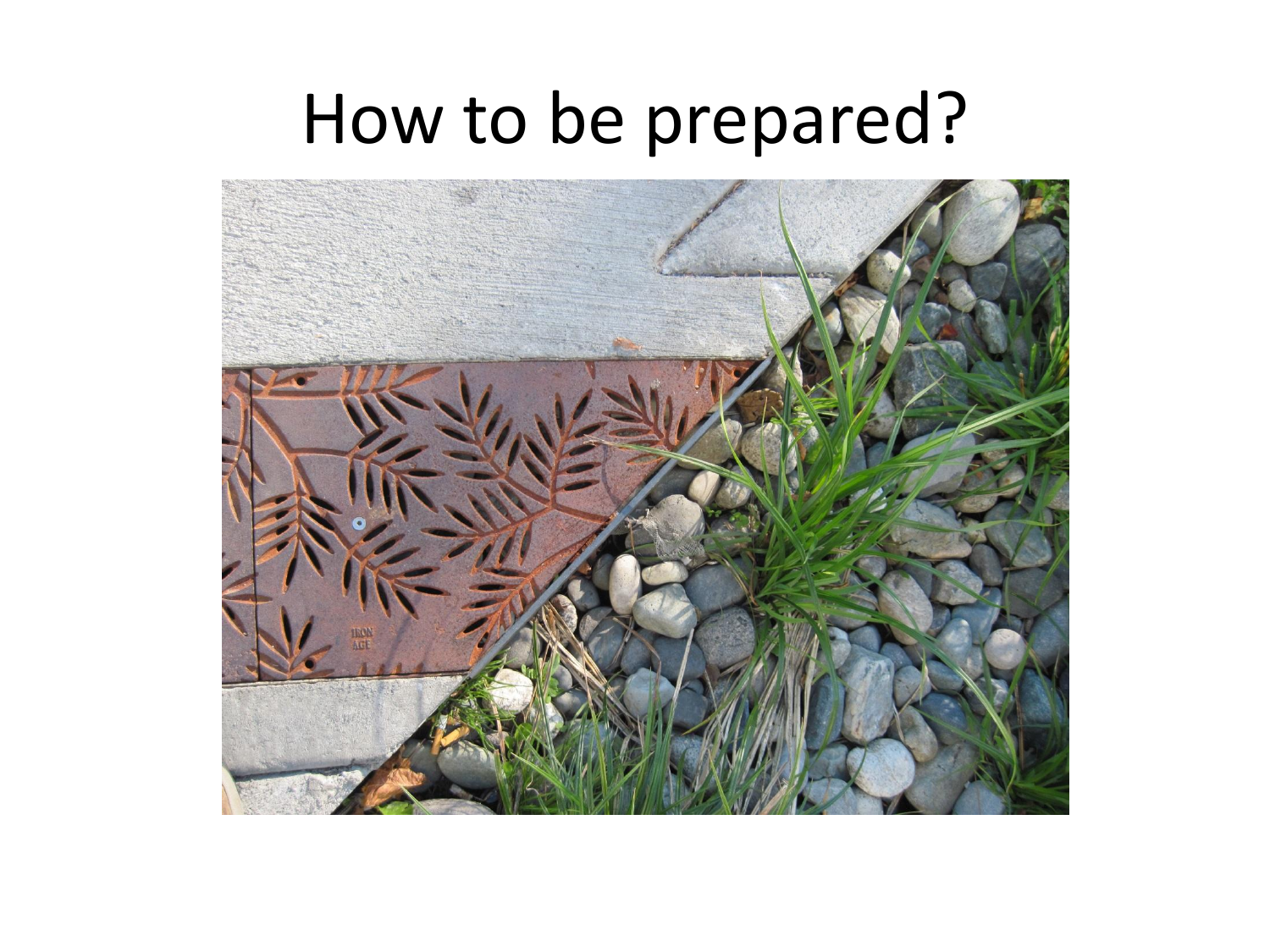# How to be prepared?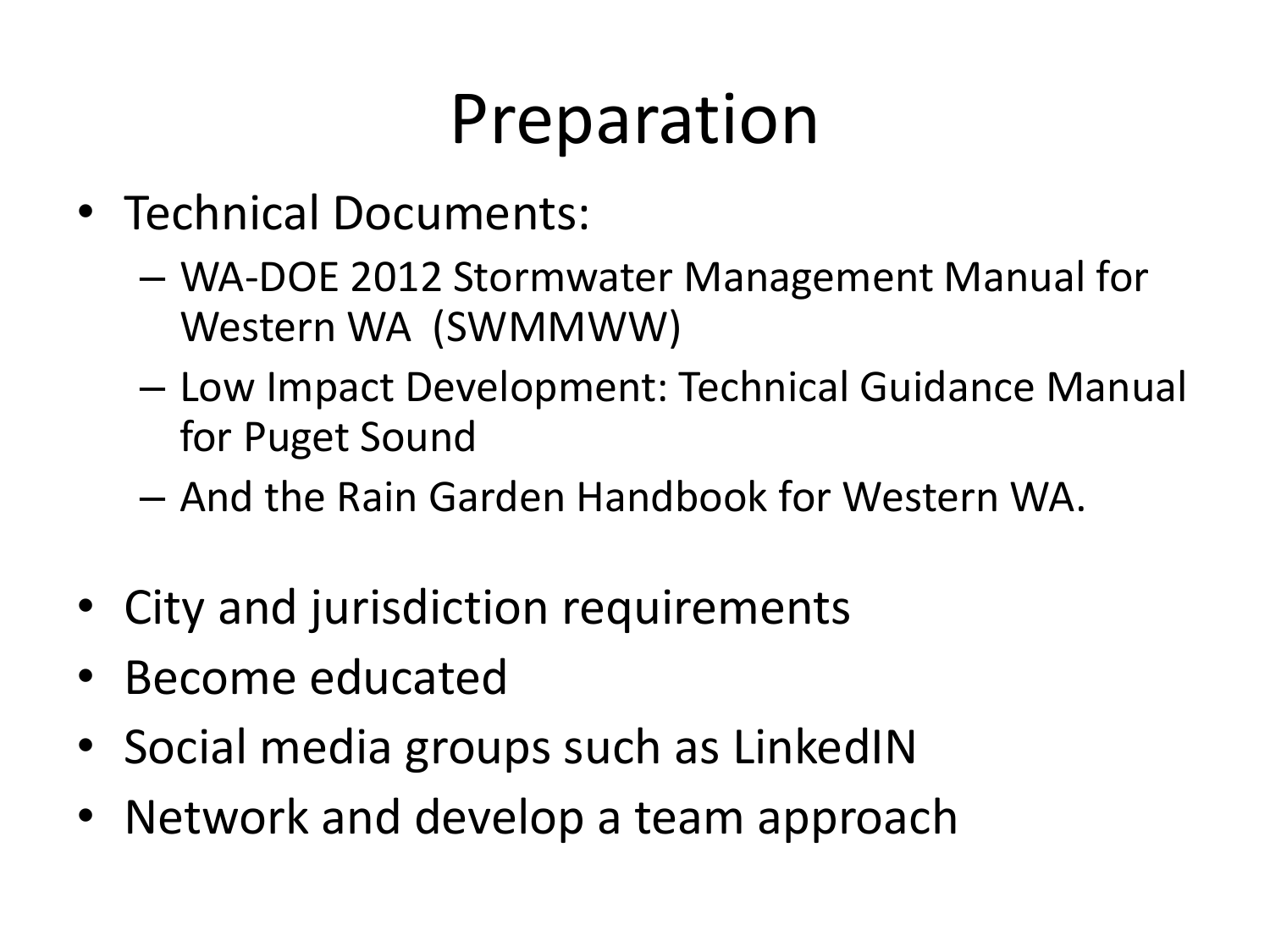# Preparation

- Technical Documents:
  - WA-DOE 2012 Stormwater Management Manual for Western WA (SWMMWW)
  - Low Impact Development: Technical Guidance Manual for Puget Sound
  - And the Rain Garden Handbook for Western WA.
- City and jurisdiction requirements
- Become educated
- Social media groups such as LinkedIN
- Network and develop a team approach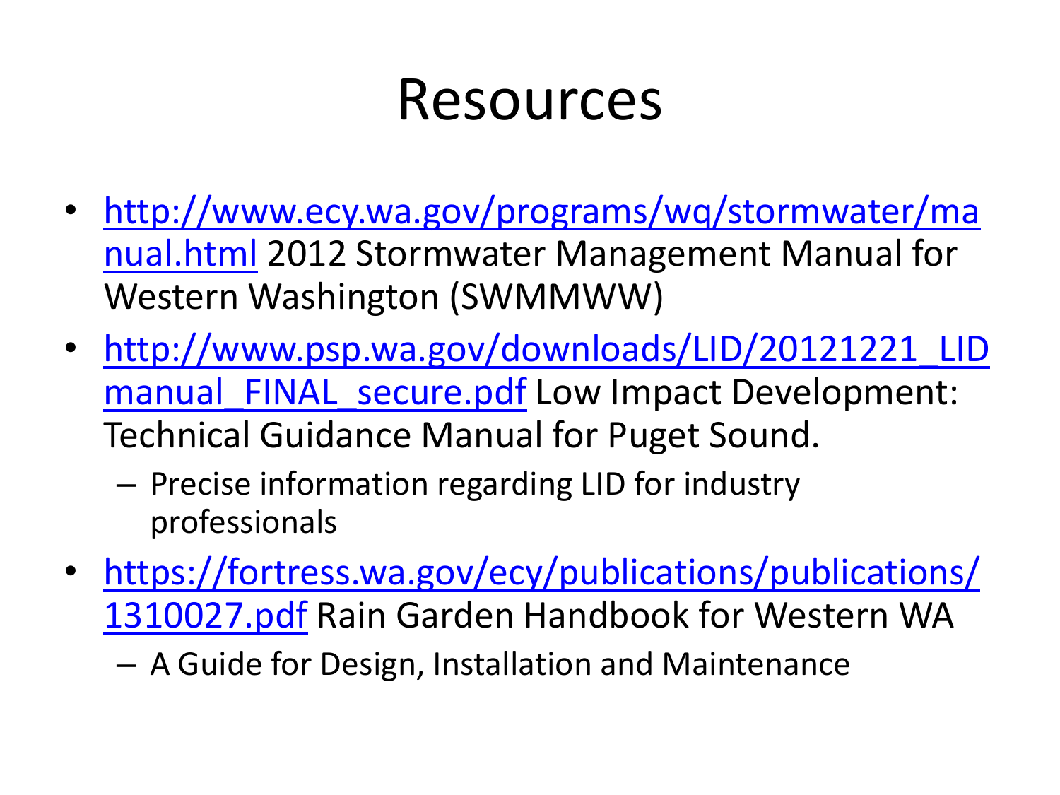# Resources

- http://www.ecy.wa.gov/programs/wq/stormwater/manual.html 2012 Stormwater Management Manual for Western Washington (SWMMWW)
- http://www.psp.wa.gov/downloads/LID/20121221_LIDmanual_FINAL_secure.pdf Low Impact Development: Technical Guidance Manual for Puget Sound.
  - Precise information regarding LID for industry professionals
- https://fortress.wa.gov/ecy/publications/publications/1310027.pdf Rain Garden Handbook for Western WA
  - A Guide for Design, Installation and Maintenance